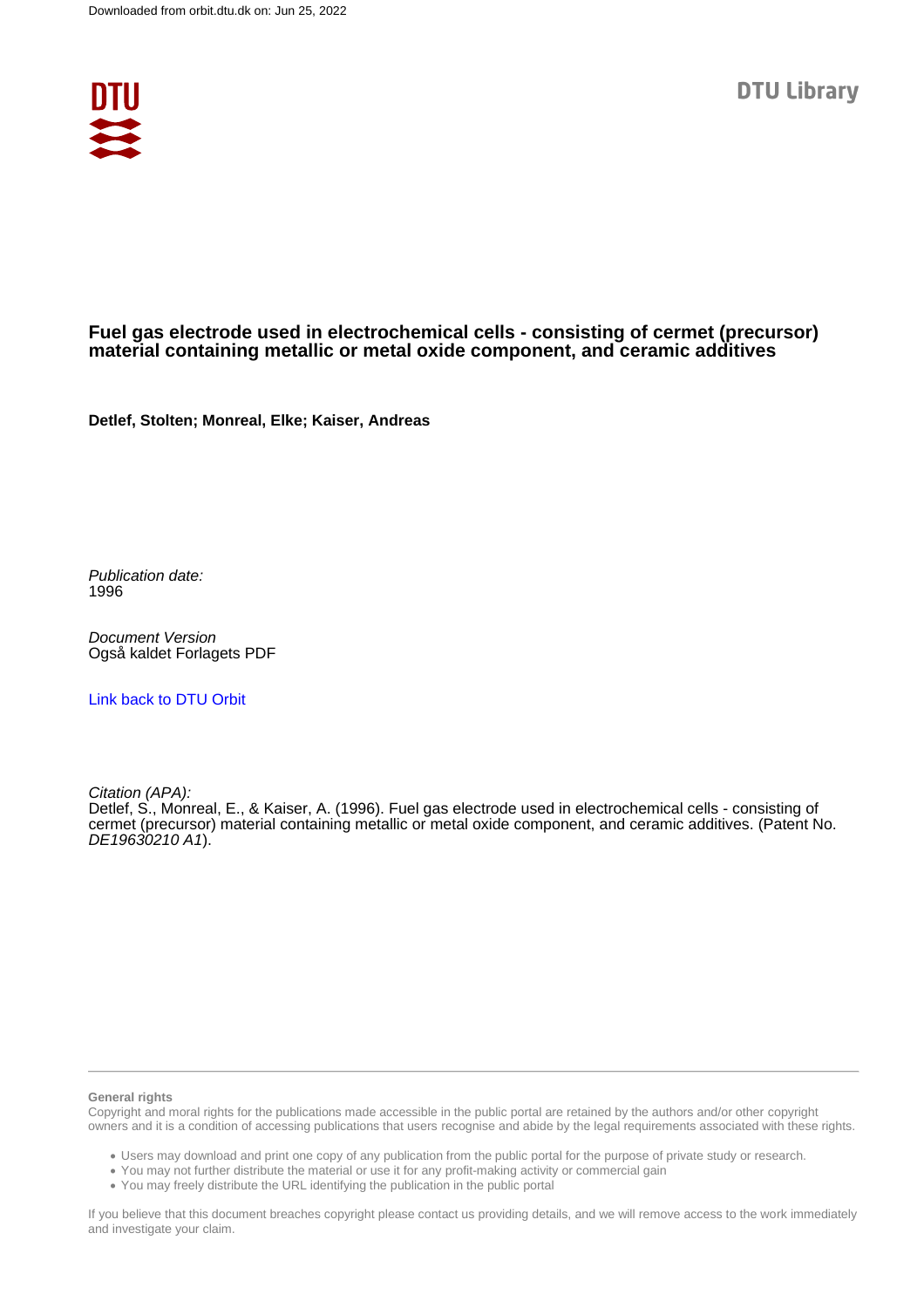Downloaded from orbit.dtu.dk on: Jun 25, 2022

DTU Library

# Fuel gas electrode used in electrochemical cells - consisting of cermet (precursor) material containing metallic or metal oxide component, and ceramic additives

**Detlef, Stolten; Monreal, Elke; Kaiser, Andreas**

*Publication date:*
1996

*Document Version*
Også kaldet Forlagets PDF

Link back to DTU Orbit

*Citation (APA):*
Detlef, S., Monreal, E., & Kaiser, A. (1996). Fuel gas electrode used in electrochemical cells - consisting of cermet (precursor) material containing metallic or metal oxide component, and ceramic additives. (Patent No. *DE19630210 A1*).

**General rights**

Copyright and moral rights for the publications made accessible in the public portal are retained by the authors and/or other copyright owners and it is a condition of accessing publications that users recognise and abide by the legal requirements associated with these rights.

- Users may download and print one copy of any publication from the public portal for the purpose of private study or research.
- You may not further distribute the material or use it for any profit-making activity or commercial gain
- You may freely distribute the URL identifying the publication in the public portal

If you believe that this document breaches copyright please contact us providing details, and we will remove access to the work immediately and investigate your claim.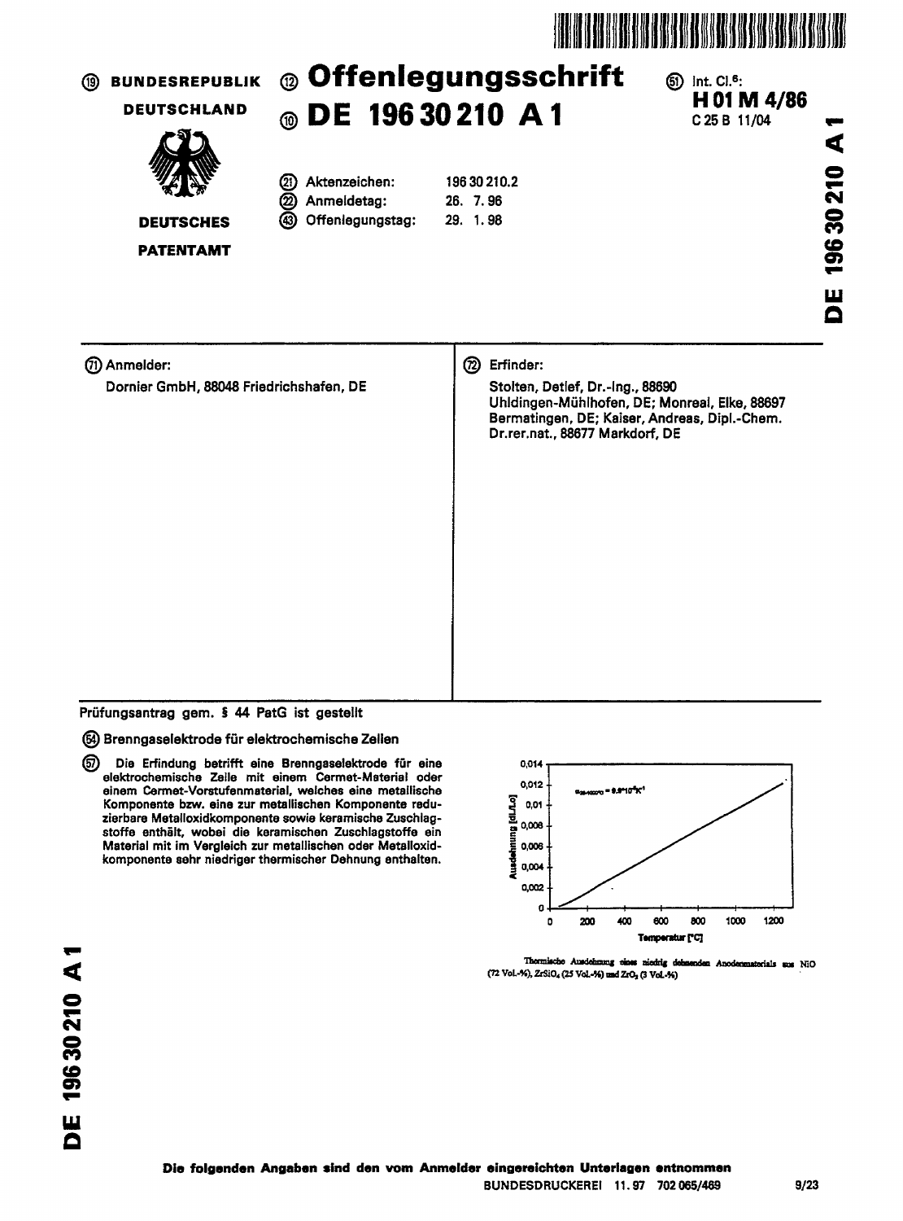(19) BUNDESREPUBLIK DEUTSCHLAND

DEUTSCHES PATENTAMT

(12) **Offenlegungsschrift**

(10) **DE 196 30 210 A 1**

(51) Int. Cl.[6]:
**H 01 M 4/86**
C 25 B 11/04

(21) Aktenzeichen: 196 30 210.2
(22) Anmeldetag: 26. 7. 96
(43) Offenlegungstag: 29. 1. 98

(71) Anmelder:
Dornier GmbH, 88048 Friedrichshafen, DE

(72) Erfinder:
Stolten, Detlef, Dr.-Ing., 88690 Uhldingen-Mühlhofen, DE; Monreal, Elke, 88697 Bermatingen, DE; Kaiser, Andreas, Dipl.-Chem. Dr.rer.nat., 88677 Markdorf, DE

Prüfungsantrag gem. § 44 PatG ist gestellt

(54) Brenngaselektrode für elektrochemische Zellen

(57) Die Erfindung betrifft eine Brenngaselektrode für eine elektrochemische Zelle mit einem Cermet-Material oder einem Cermet-Vorstufenmaterial, welches eine metallische Komponente bzw. eine zur metallischen Komponente reduzierbare Metalloxidkomponente sowie keramische Zuschlagstoffe enthält, wobei die keramischen Zuschlagstoffe ein Material mit im Vergleich zur metallischen oder Metalloxidkomponente sehr niedriger thermischer Dehnung enthalten.

Thermische Ausdehnung eines niedrig dehnenden Anodenmaterials aus NiO (72 Vol.-%), $ZrSiO_4$ (25 Vol.-%) und $ZrO_2$ (3 Vol.-%)

Die folgenden Angaben sind den vom Anmelder eingereichten Unterlagen entnommen

BUNDESDRUCKEREI 11.97 702 065/469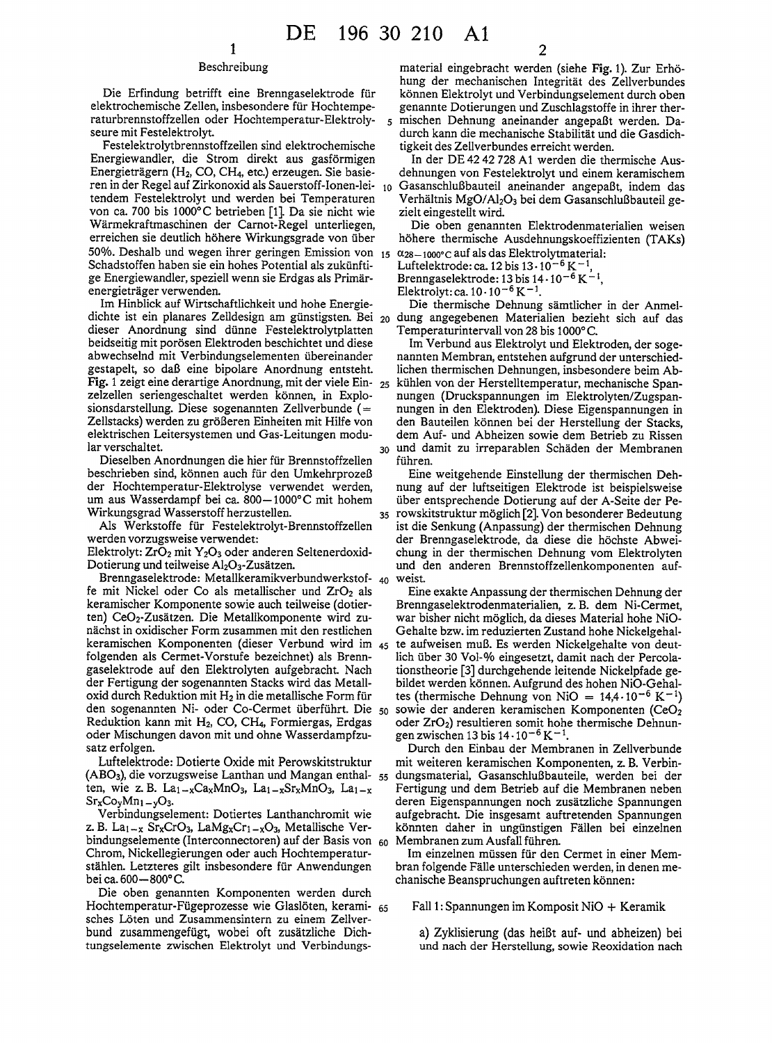## Beschreibung

Die Erfindung betrifft eine Brenngaselektrode für elektrochemische Zellen, insbesondere für Hochtemperaturbrennstoffzellen oder Hochtemperatur-Elektrolyseure mit Festelektrolyt.

Festelektrolytbrennstoffzellen sind elektrochemische Energiewandler, die Strom direkt aus gasförmigen Energieträgern ($H_2$, CO, $CH_4$, etc.) erzeugen. Sie basieren in der Regel auf Zirkonoxid als Sauerstoff-Ionen-leitendem Festelektrolyt und werden bei Temperaturen von ca. 700 bis 1000°C betrieben [1]. Da sie nicht wie Wärmekraftmaschinen der Carnot-Regel unterliegen, erreichen sie deutlich höhere Wirkungsgrade von über 50%. Deshalb und wegen ihrer geringen Emission von Schadstoffen haben sie ein hohes Potential als zukünftige Energiewandler, speziell wenn sie Erdgas als Primärenergieträger verwenden.

Im Hinblick auf Wirtschaftlichkeit und hohe Energiedichte ist ein planares Zelldesign am günstigsten. Bei dieser Anordnung sind dünne Festelektrolytplatten beidseitig mit porösen Elektroden beschichtet und diese abwechselnd mit Verbindungselementen übereinander gestapelt, so daß eine bipolare Anordnung entsteht. **Fig.** 1 zeigt eine derartige Anordnung, mit der viele Einzelzellen seriengeschaltet werden können, in Explosionsdarstellung. Diese sogenannten Zellverbunde (= Zellstacks) werden zu größeren Einheiten mit Hilfe von elektrischen Leitersystemen und Gas-Leitungen modular verschaltet.

Dieselben Anordnungen die hier für Brennstoffzellen beschrieben sind, können auch für den Umkehrprozeß der Hochtemperatur-Elektrolyse verwendet werden, um aus Wasserdampf bei ca. 800—1000°C mit hohem Wirkungsgrad Wasserstoff herzustellen.

Als Werkstoffe für Festelektrolyt-Brennstoffzellen werden vorzugsweise verwendet:

Elektrolyt: $ZrO_2$ mit $Y_2O_3$ oder anderen Seltenerdoxid-Dotierung und teilweise $Al_2O_3$-Zusätzen.

Brenngaselektrode: Metallkeramikverbundwerkstoffe mit Nickel oder Co als metallischer und $ZrO_2$ als keramischer Komponente sowie auch teilweise (dotierten) $CeO_2$-Zusätzen. Die Metallkomponente wird zunächst in oxidischer Form zusammen mit den restlichen keramischen Komponenten (dieser Verbund wird im folgenden als Cermet-Vorstufe bezeichnet) als Brenngaselektrode auf den Elektrolyten aufgebracht. Nach der Fertigung der sogenannten Stacks wird das Metalloxid durch Reduktion mit $H_2$ in die metallische Form für den sogenannten Ni- oder Co-Cermet überführt. Die Reduktion kann mit $H_2$, CO, $CH_4$, Formiergas, Erdgas oder Mischungen davon mit und ohne Wasserdampfzusatz erfolgen.

Luftelektrode: Dotierte Oxide mit Perowskitstruktur ($ABO_3$), die vorzugsweise Lanthan und Mangan enthalten, wie z. B. $La_{1-x}Ca_xMnO_3$, $La_{1-x}Sr_xMnO_3$, $La_{1-x}Sr_xCo_yMn_{1-y}O_3$.

Verbindungselement: Dotiertes Lanthanchromit wie z. B. $La_{1-x}Sr_xCrO_3$, $LaMg_xCr_{1-x}O_3$, Metallische Verbindungselemente (Interconnectoren) auf der Basis von Chrom, Nickellegierungen oder auch Hochtemperaturstählen. Letzteres gilt insbesondere für Anwendungen bei ca. 600—800°C.

Die oben genannten Komponenten werden durch Hochtemperatur-Fügeprozesse wie Glaslöten, keramisches Löten und Zusammensintern zu einem Zellverbund zusammengefügt, wobei oft zusätzliche Dichtungselemente zwischen Elektrolyt und Verbindungsmaterial eingebracht werden (siehe **Fig.** 1). Zur Erhöhung der mechanischen Integrität des Zellverbundes können Elektrolyt und Verbindungselement durch oben genannte Dotierungen und Zuschlagstoffe in ihrer thermischen Dehnung aneinander angepaßt werden. Dadurch kann die mechanische Stabilität und die Gasdichtigkeit des Zellverbundes erreicht werden.

In der DE 42 42 728 A1 werden die thermische Ausdehnungen von Festelektrolyt und einem keramischem Gasanschlußbauteil aneinander angepaßt, indem das Verhältnis $MgO/Al_2O_3$ bei dem Gasanschlußbauteil gezielt eingestellt wird.

Die oben genannten Elektrodenmaterialien weisen höhere thermische Ausdehnungskoeffizienten (TAKs) $\alpha_{28-1000°C}$ auf als das Elektrolytmaterial:

Luftelektrode: ca. 12 bis $13 \cdot 10^{-6}\,K^{-1}$,
Brenngaselektrode: 13 bis $14 \cdot 10^{-6}\,K^{-1}$,
Elektrolyt: ca. $10 \cdot 10^{-6}\,K^{-1}$.

Die thermische Dehnung sämtlicher in der Anmeldung angegebenen Materialien bezieht sich auf das Temperaturintervall von 28 bis 1000°C.

Im Verbund aus Elektrolyt und Elektroden, der sogenannten Membran, entstehen aufgrund der unterschiedlichen thermischen Dehnungen, insbesondere beim Abkühlen von der Herstelltemperatur, mechanische Spannungen (Druckspannungen im Elektrolyten/Zugspannungen in den Elektroden). Diese Eigenspannungen in den Bauteilen können bei der Herstellung der Stacks, dem Auf- und Abheizen sowie dem Betrieb zu Rissen und damit zu irreparablen Schäden der Membranen führen.

Eine weitgehende Einstellung der thermischen Dehnung auf der luftseitigen Elektrode ist beispielsweise über entsprechende Dotierung auf der A-Seite der Perowskitstruktur möglich [2]. Von besonderer Bedeutung ist die Senkung (Anpassung) der thermischen Dehnung der Brenngaselektrode, da diese die höchste Abweichung in der thermischen Dehnung vom Elektrolyten und den anderen Brennstoffzellenkomponenten aufweist.

Eine exakte Anpassung der thermischen Dehnung der Brenngaselektrodenmaterialien, z. B. dem Ni-Cermet, war bisher nicht möglich, da dieses Material hohe NiO-Gehalte bzw. im reduzierten Zustand hohe Nickelgehalte aufweisen muß. Es werden Nickelgehalte von deutlich über 30 Vol-% eingesetzt, damit nach der Percolationstheorie [3] durchgehende leitende Nickelpfade gebildet werden können. Aufgrund des hohen NiO-Gehaltes (thermische Dehnung von NiO = $14{,}4 \cdot 10^{-6}\,K^{-1}$) sowie der anderen keramischen Komponenten ($CeO_2$ oder $ZrO_2$) resultieren somit hohe thermische Dehnungen zwischen 13 bis $14 \cdot 10^{-6}\,K^{-1}$.

Durch den Einbau der Membranen in Zellverbunde mit weiteren keramischen Komponenten, z. B. Verbindungsmaterial, Gasanschlußbauteile, werden bei der Fertigung und dem Betrieb auf die Membranen neben deren Eigenspannungen noch zusätzliche Spannungen aufgebracht. Die insgesamt auftretenden Spannungen könnten daher in ungünstigen Fällen bei einzelnen Membranen zum Ausfall führen.

Im einzelnen müssen für den Cermet in einer Membran folgende Fälle unterschieden werden, in denen mechanische Beanspruchungen auftreten können:

Fall 1: Spannungen im Komposit NiO + Keramik

a) Zyklisierung (das heißt auf- und abheizen) bei und nach der Herstellung, sowie Reoxidation nach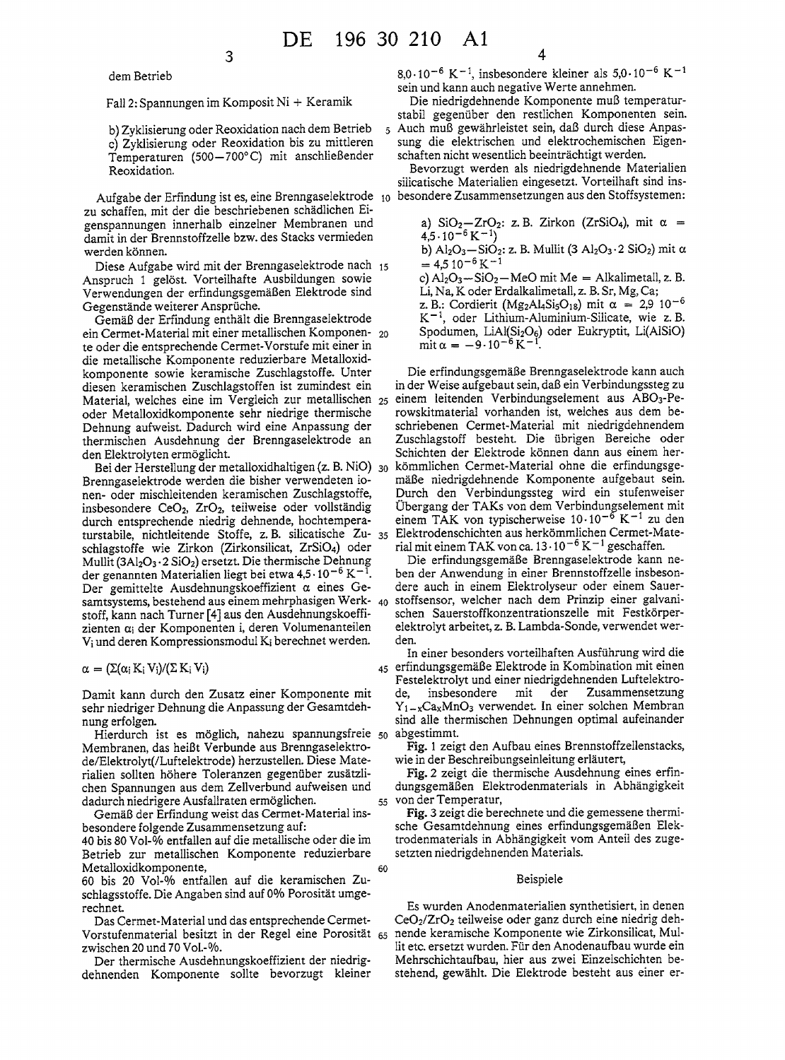dem Betrieb

Fall 2: Spannungen im Komposit Ni + Keramik

b) Zyklisierung oder Reoxidation nach dem Betrieb
c) Zyklisierung oder Reoxidation bis zu mittleren Temperaturen (500—700°C) mit anschließender Reoxidation.

Aufgabe der Erfindung ist es, eine Brenngaselektrode zu schaffen, mit der die beschriebenen schädlichen Eigenspannungen innerhalb einzelner Membranen und damit in der Brennstoffzelle bzw. des Stacks vermieden werden können.

Diese Aufgabe wird mit der Brenngaselektrode nach Anspruch 1 gelöst. Vorteilhafte Ausbildungen sowie Verwendungen der erfindungsgemäßen Elektrode sind Gegenstände weiterer Ansprüche.

Gemäß der Erfindung enthält die Brenngaselektrode ein Cermet-Material mit einer metallischen Komponente oder die entsprechende Cermet-Vorstufe mit einer in die metallische Komponente reduzierbare Metalloxidkomponente sowie keramische Zuschlagstoffe. Unter diesen keramischen Zuschlagstoffen ist zumindest ein Material, welches eine im Vergleich zur metallischen oder Metalloxidkomponente sehr niedrige thermische Dehnung aufweist. Dadurch wird eine Anpassung der thermischen Ausdehnung der Brenngaselektrode an den Elektrolyten ermöglicht.

Bei der Herstellung der metalloxidhaltigen (z. B. NiO) Brenngaselektrode werden die bisher verwendeten ionen- oder mischleitenden keramischen Zuschlagstoffe, insbesondere $CeO_2$, $ZrO_2$, teilweise oder vollständig durch entsprechende niedrig dehnende, hochtemperaturstabile, nichtleitende Stoffe, z. B. silicatische Zuschlagstoffe wie Zirkon (Zirkonsilicat, $ZrSiO_4$) oder Mullit ($3Al_2O_3 \cdot 2\,SiO_2$) ersetzt. Die thermische Dehnung der genannten Materialien liegt bei etwa $4{,}5 \cdot 10^{-6}\,K^{-1}$. Der gemittelte Ausdehnungskoeffizient α eines Gesamtsystems, bestehend aus einem mehrphasigen Werkstoff, kann nach Turner [4] aus den Ausdehnungskoeffizienten $\alpha_i$ der Komponenten i, deren Volumenanteilen $V_i$ und deren Kompressionsmodul $K_i$ berechnet werden.

$$\alpha = (\Sigma(\alpha_i\, K_i\, V_i)/(\Sigma\, K_i\, V_i)$$

Damit kann durch den Zusatz einer Komponente mit sehr niedriger Dehnung die Anpassung der Gesamtdehnung erfolgen.

Hierdurch ist es möglich, nahezu spannungsfreie Membranen, das heißt Verbunde aus Brenngaselektrode/Elektrolyt(/Luftelektrode) herzustellen. Diese Materialien sollten höhere Toleranzen gegenüber zusätzlichen Spannungen aus dem Zellverbund aufweisen und dadurch niedrigere Ausfallraten ermöglichen.

Gemäß der Erfindung weist das Cermet-Material insbesondere folgende Zusammensetzung auf:
40 bis 80 Vol-% entfallen auf die metallische oder die im Betrieb zur metallischen Komponente reduzierbare Metalloxidkomponente,
60 bis 20 Vol-% entfallen auf die keramischen Zuschlagsstoffe. Die Angaben sind auf 0% Porosität umgerechnet.

Das Cermet-Material und das entsprechende Cermet-Vorstufenmaterial besitzt in der Regel eine Porosität zwischen 20 und 70 Vol.-%.

Der thermische Ausdehnungskoeffizient der niedrigdehnenden Komponente sollte bevorzugt kleiner $8{,}0 \cdot 10^{-6}\,K^{-1}$, insbesondere kleiner als $5{,}0 \cdot 10^{-6}\,K^{-1}$ sein und kann auch negative Werte annehmen.

Die niedrigdehnende Komponente muß temperaturstabil gegenüber den restlichen Komponenten sein. Auch muß gewährleistet sein, daß durch diese Anpassung die elektrischen und elektrochemischen Eigenschaften nicht wesentlich beeinträchtigt werden.

Bevorzugt werden als niedrigdehnende Materialien silicatische Materialien eingesetzt. Vorteilhaft sind insbesondere Zusammensetzungen aus den Stoffsystemen:

a) $SiO_2$—$ZrO_2$: z. B. Zirkon ($ZrSiO_4$), mit $\alpha = 4{,}5 \cdot 10^{-6}\,K^{-1}$)
b) $Al_2O_3$—$SiO_2$: z. B. Mullit ($3\,Al_2O_3 \cdot 2\,SiO_2$) mit $\alpha = 4{,}5\,10^{-6}\,K^{-1}$
c) $Al_2O_3$—$SiO_2$—MeO mit Me = Alkalimetall, z. B. Li, Na, K oder Erdalkalimetall, z. B. Sr, Mg, Ca;
z. B.: Cordierit ($Mg_2Al_4Si_5O_{18}$) mit $\alpha = 2{,}9\;10^{-6}\,K^{-1}$, oder Lithium-Aluminium-Silicate, wie z. B. Spodumen, $LiAl(Si_2O_6)$ oder Eukryptit, $Li(AlSiO)$ mit $\alpha = -9 \cdot 10^{-6}\,K^{-1}$.

Die erfindungsgemäße Brenngaselektrode kann auch in der Weise aufgebaut sein, daß ein Verbindungssteg zu einem leitenden Verbindungselement aus $ABO_3$-Perowskitmaterial vorhanden ist, welches aus dem beschriebenen Cermet-Material mit niedrigdehnendem Zuschlagstoff besteht. Die übrigen Bereiche oder Schichten der Elektrode können dann aus einem herkömmlichen Cermet-Material ohne die erfindungsgemäße niedrigdehnende Komponente aufgebaut sein. Durch den Verbindungssteg wird ein stufenweiser Übergang der TAKs von dem Verbindungselement mit einem TAK von typischerweise $10 \cdot 10^{-6}\,K^{-1}$ zu den Elektrodenschichten aus herkömmlichen Cermet-Material mit einem TAK von ca. $13 \cdot 10^{-6}\,K^{-1}$ geschaffen.

Die erfindungsgemäße Brenngaselektrode kann neben der Anwendung in einer Brennstoffzelle insbesondere auch in einem Elektrolyseur oder einem Sauerstoffsensor, welcher nach dem Prinzip einer galvanischen Sauerstoffkonzentrationszelle mit Festkörperelektrolyt arbeitet, z. B. Lambda-Sonde, verwendet werden.

In einer besonders vorteilhaften Ausführung wird die erfindungsgemäße Elektrode in Kombination mit einen Festelektrolyt und einer niedrigdehnenden Luftelektrode, insbesondere mit der Zusammensetzung $Y_{1-x}Ca_xMnO_3$ verwendet. In einer solchen Membran sind alle thermischen Dehnungen optimal aufeinander abgestimmt.

**Fig. 1** zeigt den Aufbau eines Brennstoffzellenstacks, wie in der Beschreibungseinleitung erläutert,

**Fig. 2** zeigt die thermische Ausdehnung eines erfindungsgemäßen Elektrodenmaterials in Abhängigkeit von der Temperatur,

**Fig. 3** zeigt die berechnete und die gemessene thermische Gesamtdehnung eines erfindungsgemäßen Elektrodenmaterials in Abhängigkeit vom Anteil des zugesetzten niedrigdehnenden Materials.

## Beispiele

Es wurden Anodenmaterialien synthetisiert, in denen $CeO_2/ZrO_2$ teilweise oder ganz durch eine niedrig dehnende keramische Komponente wie Zirkonsilicat, Mullit etc. ersetzt wurden. Für den Anodenaufbau wurde ein Mehrschichtaufbau, hier aus zwei Einzelschichten bestehend, gewählt. Die Elektrode besteht aus einer er-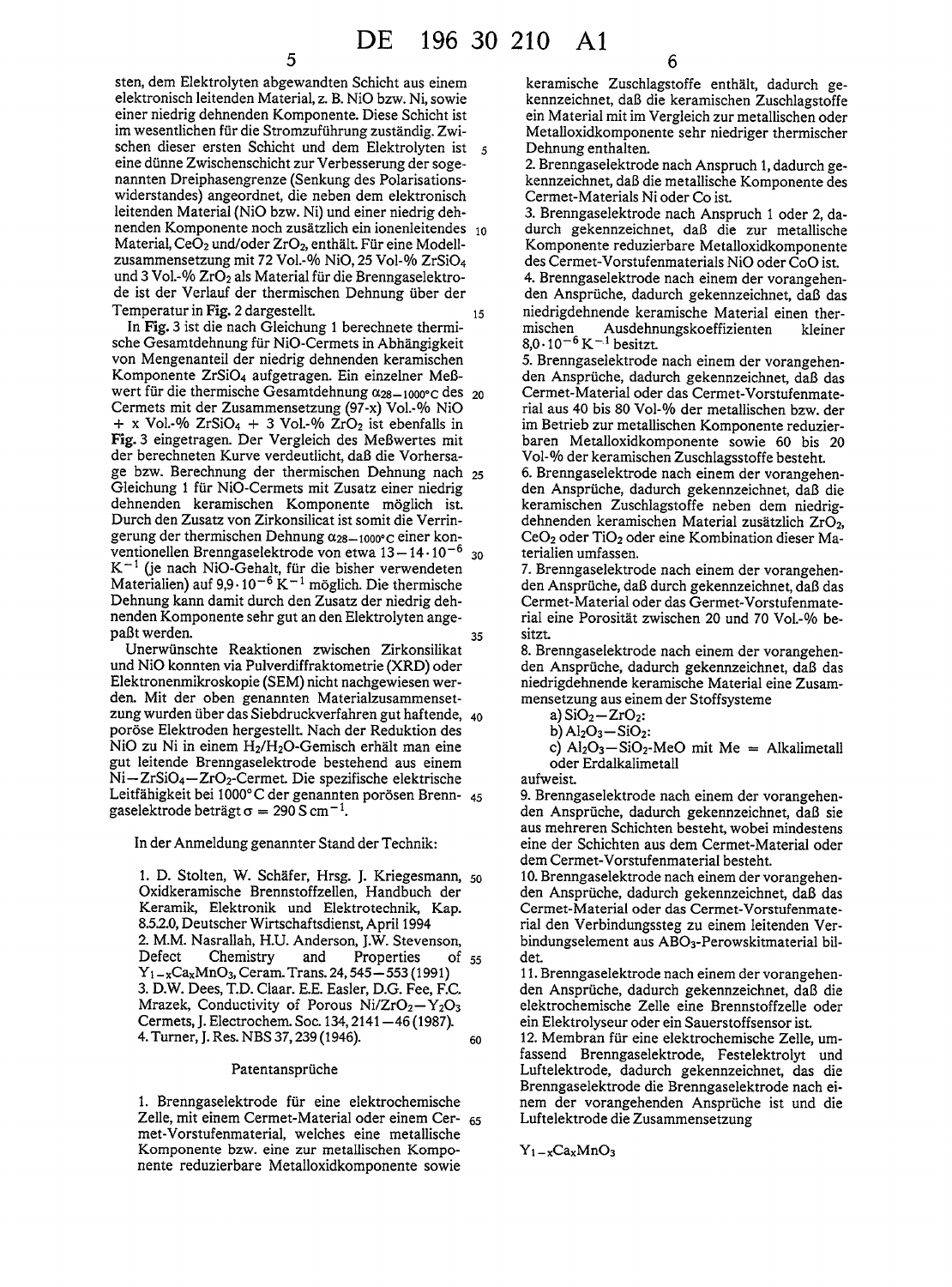sten, dem Elektrolyten abgewandten Schicht aus einem elektronisch leitenden Material, z. B. NiO bzw. Ni, sowie einer niedrig dehnenden Komponente. Diese Schicht ist im wesentlichen für die Stromzuführung zuständig. Zwischen dieser ersten Schicht und dem Elektrolyten ist eine dünne Zwischenschicht zur Verbesserung der sogenannten Dreiphasengrenze (Senkung des Polarisationswiderstandes) angeordnet, die neben dem elektronisch leitenden Material (NiO bzw. Ni) und einer niedrig dehnenden Komponente noch zusätzlich ein ionenleitendes Material, $CeO_2$ und/oder $ZrO_2$, enthält. Für eine Modellzusammensetzung mit 72 Vol.-% NiO, 25 Vol-% $ZrSiO_4$ und 3 Vol.-% $ZrO_2$ als Material für die Brenngaselektrode ist der Verlauf der thermischen Dehnung über der Temperatur in **Fig.** 2 dargestellt.

In **Fig.** 3 ist die nach Gleichung 1 berechnete thermische Gesamtdehnung für NiO-Cermets in Abhängigkeit von Mengenanteil der niedrig dehnenden keramischen Komponente $ZrSiO_4$ aufgetragen. Ein einzelner Meßwert für die thermische Gesamtdehnung $\alpha_{28-1000°C}$ des Cermets mit der Zusammensetzung (97-x) Vol.-% NiO + x Vol.-% $ZrSiO_4$ + 3 Vol.-% $ZrO_2$ ist ebenfalls in **Fig.** 3 eingetragen. Der Vergleich des Meßwertes mit der berechneten Kurve verdeutlicht, daß die Vorhersage bzw. Berechnung der thermischen Dehnung nach Gleichung 1 für NiO-Cermets mit Zusatz einer niedrig dehnenden keramischen Komponente möglich ist. Durch den Zusatz von Zirkonsilicat ist somit die Verringerung der thermischen Dehnung $\alpha_{28-1000°C}$ einer konventionellen Brenngaselektrode von etwa $13-14 \cdot 10^{-6}$ $K^{-1}$ (je nach NiO-Gehalt, für die bisher verwendeten Materialien) auf $9{,}9 \cdot 10^{-6}$ $K^{-1}$ möglich. Die thermische Dehnung kann damit durch den Zusatz der niedrig dehnenden Komponente sehr gut an den Elektrolyten angepaßt werden.

Unerwünschte Reaktionen zwischen Zirkonsilicat und NiO konnten via Pulverdiffraktometrie (XRD) oder Elektronenmikroskopie (SEM) nicht nachgewiesen werden. Mit der oben genannten Materialzusammensetzung wurden über das Siebdruckverfahren gut haftende, poröse Elektroden hergestellt. Nach der Reduktion des NiO zu Ni in einem $H_2/H_2O$-Gemisch erhält man eine gut leitende Brenngaselektrode bestehend aus einem Ni-$ZrSiO_4$-$ZrO_2$-Cermet. Die spezifische elektrische Leitfähigkeit bei 1000°C der genannten porösen Brenngaselektrode beträgt $\sigma = 290$ S $cm^{-1}$.

In der Anmeldung genannter Stand der Technik:

1. D. Stolten, W. Schäfer, Hrsg. J. Kriegesmann, Oxidkeramische Brennstoffzellen, Handbuch der Keramik, Elektronik und Elektrotechnik, Kap. 8.5.2.0, Deutscher Wirtschaftsdienst, April 1994
2. M.M. Nasrallah, H.U. Anderson, J.W. Stevenson, Defect Chemistry and Properties of $Y_{1-x}Ca_xMnO_3$, Ceram. Trans. 24, 545–553 (1991)
3. D.W. Dees, T.D. Claar. E.E. Easler, D.G. Fee, F.C. Mrazek, Conductivity of Porous Ni/$ZrO_2$–$Y_2O_3$ Cermets, J. Electrochem. Soc. 134, 2141–46 (1987).
4. Turner, J. Res. NBS 37, 239 (1946).

## Patentansprüche

1. Brenngaselektrode für eine elektrochemische Zelle, mit einem Cermet-Material oder einem Cermet-Vorstufenmaterial, welches eine metallische Komponente bzw. eine zur metallischen Komponente reduzierbare Metalloxidkomponente sowie keramische Zuschlagstoffe enthält, dadurch gekennzeichnet, daß die keramischen Zuschlagstoffe ein Material mit im Vergleich zur metallischen oder Metalloxidkomponente sehr niedriger thermischer Dehnung enthalten.

2. Brenngaselektrode nach Anspruch 1, dadurch gekennzeichnet, daß die metallische Komponente des Cermet-Materials Ni oder Co ist.

3. Brenngaselektrode nach Anspruch 1 oder 2, dadurch gekennzeichnet, daß die zur metallische Komponente reduzierbare Metalloxidkomponente des Cermet-Vorstufenmaterials NiO oder CoO ist.

4. Brenngaselektrode nach einem der vorangehenden Ansprüche, dadurch gekennzeichnet, daß das niedrigdehnende keramische Material einen thermischen Ausdehnungskoeffizienten kleiner $8{,}0 \cdot 10^{-6}$ $K^{-1}$ besitzt.

5. Brenngaselektrode nach einem der vorangehenden Ansprüche, dadurch gekennzeichnet, daß das Cermet-Material oder das Cermet-Vorstufenmaterial aus 40 bis 80 Vol-% der metallischen bzw. der im Betrieb zur metallischen Komponente reduzierbaren Metalloxidkomponente sowie 60 bis 20 Vol-% der keramischen Zuschlagsstoffe besteht.

6. Brenngaselektrode nach einem der vorangehenden Ansprüche, dadurch gekennzeichnet, daß die keramischen Zuschlagstoffe neben dem niedrigdehnenden keramischen Material zusätzlich $ZrO_2$, $CeO_2$ oder $TiO_2$ oder eine Kombination dieser Materialien umfassen.

7. Brenngaselektrode nach einem der vorangehenden Ansprüche, daß durch gekennzeichnet, daß das Cermet-Material oder das Germet-Vorstufenmaterial eine Porosität zwischen 20 und 70 Vol.-% besitzt.

8. Brenngaselektrode nach einem der vorangehenden Ansprüche, dadurch gekennzeichnet, daß das niedrigdehnende keramische Material eine Zusammensetzung aus einem der Stoffsysteme
   a) $SiO_2$–$ZrO_2$:
   b) $Al_2O_3$–$SiO_2$:
   c) $Al_2O_3$–$SiO_2$-MeO mit Me = Alkalimetall oder Erdalkalimetall

aufweist.

9. Brenngaselektrode nach einem der vorangehenden Ansprüche, dadurch gekennzeichnet, daß sie aus mehreren Schichten besteht, wobei mindestens eine der Schichten aus dem Cermet-Material oder dem Cermet-Vorstufenmaterial besteht.

10. Brenngaselektrode nach einem der vorangehenden Ansprüche, dadurch gekennzeichnet, daß das Cermet-Material oder das Cermet-Vorstufenmaterial den Verbindungssteg zu einem leitenden Verbindungselement aus $ABO_3$-Perowskitmaterial bildet.

11. Brenngaselektrode nach einem der vorangehenden Ansprüche, dadurch gekennzeichnet, daß die elektrochemische Zelle eine Brennstoffzelle oder ein Elektrolyseur oder ein Sauerstoffsensor ist.

12. Membran für eine elektrochemische Zelle, umfassend Brenngaselektrode, Festelektrolyt und Luftelektrode, dadurch gekennzeichnet, das die Brenngaselektrode die Brenngaselektrode nach einem der vorangehenden Ansprüche ist und die Luftelektrode die Zusammensetzung

$Y_{1-x}Ca_xMnO_3$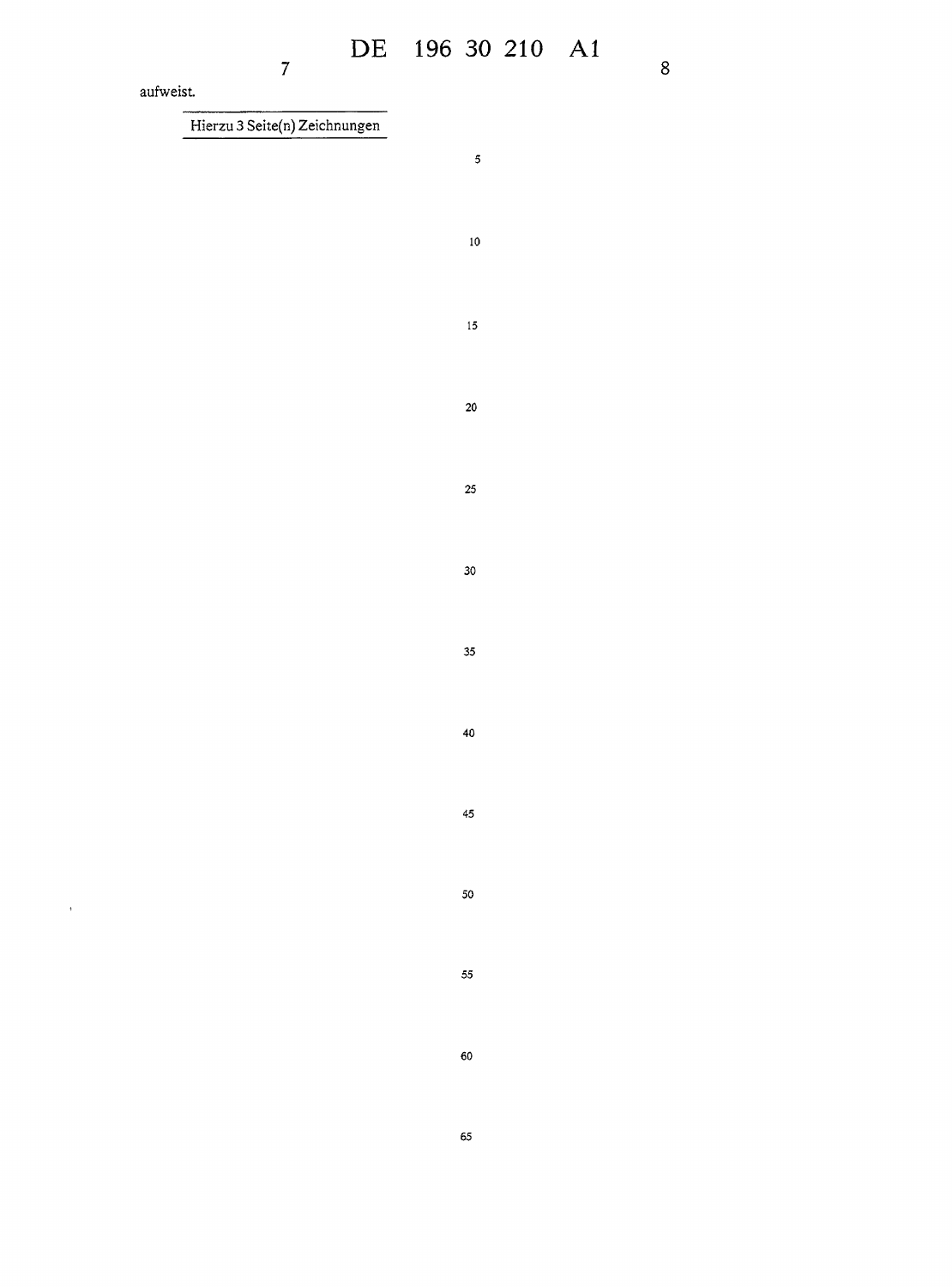aufweist.

Hierzu 3 Seite(n) Zeichnungen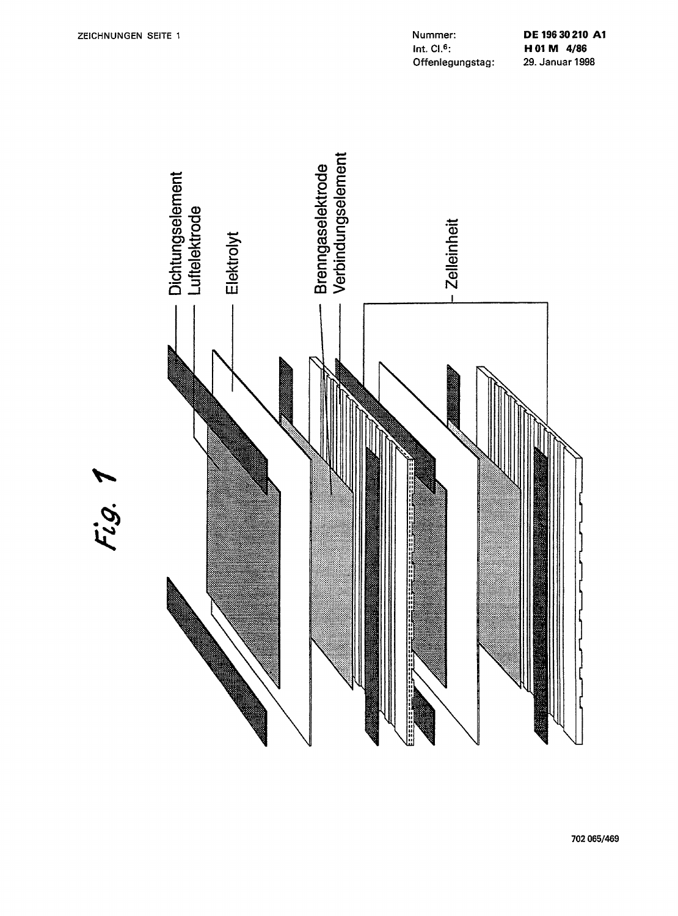ZEICHNUNGEN SEITE 1

Nummer: DE 196 30 210 A1
Int. Cl.[6]: H 01 M 4/86
Offenlegungstag: 29. Januar 1998

Fig. 1

Dichtungselement
Luftelektrode
Elektrolyt
Brenngaselektrode
Verbindungselement
Zelleinheit

702 065/469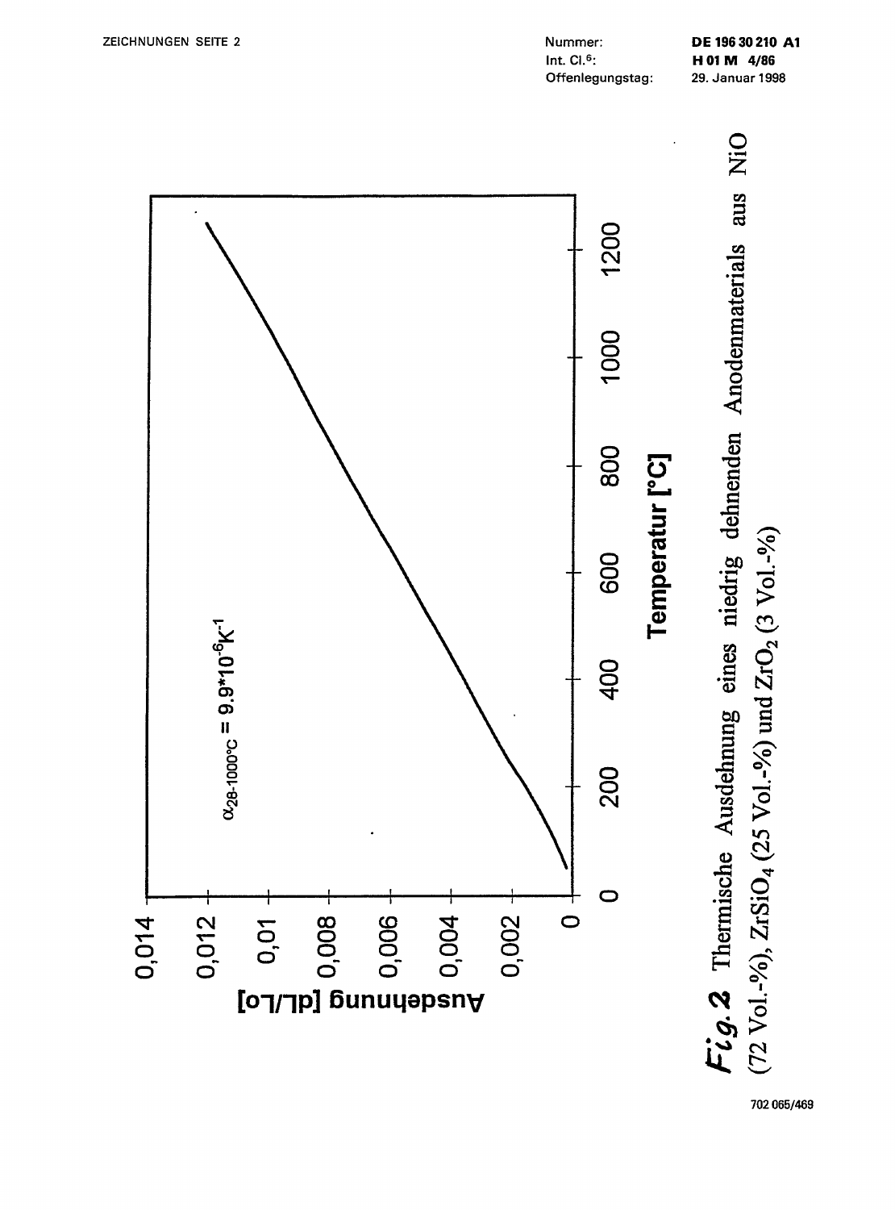$\alpha_{28\text{-}1000°C} = 9.9 \cdot 10^{-6} K^{-1}$

Ausdehnung [dL/Lo]

Temperatur [°C]

**Fig. 2** Thermische Ausdehnung eines niedrig dehnenden Anodenmaterials aus NiO (72 Vol.-%), $ZrSiO_4$ (25 Vol.-%) und $ZrO_2$ (3 Vol.-%)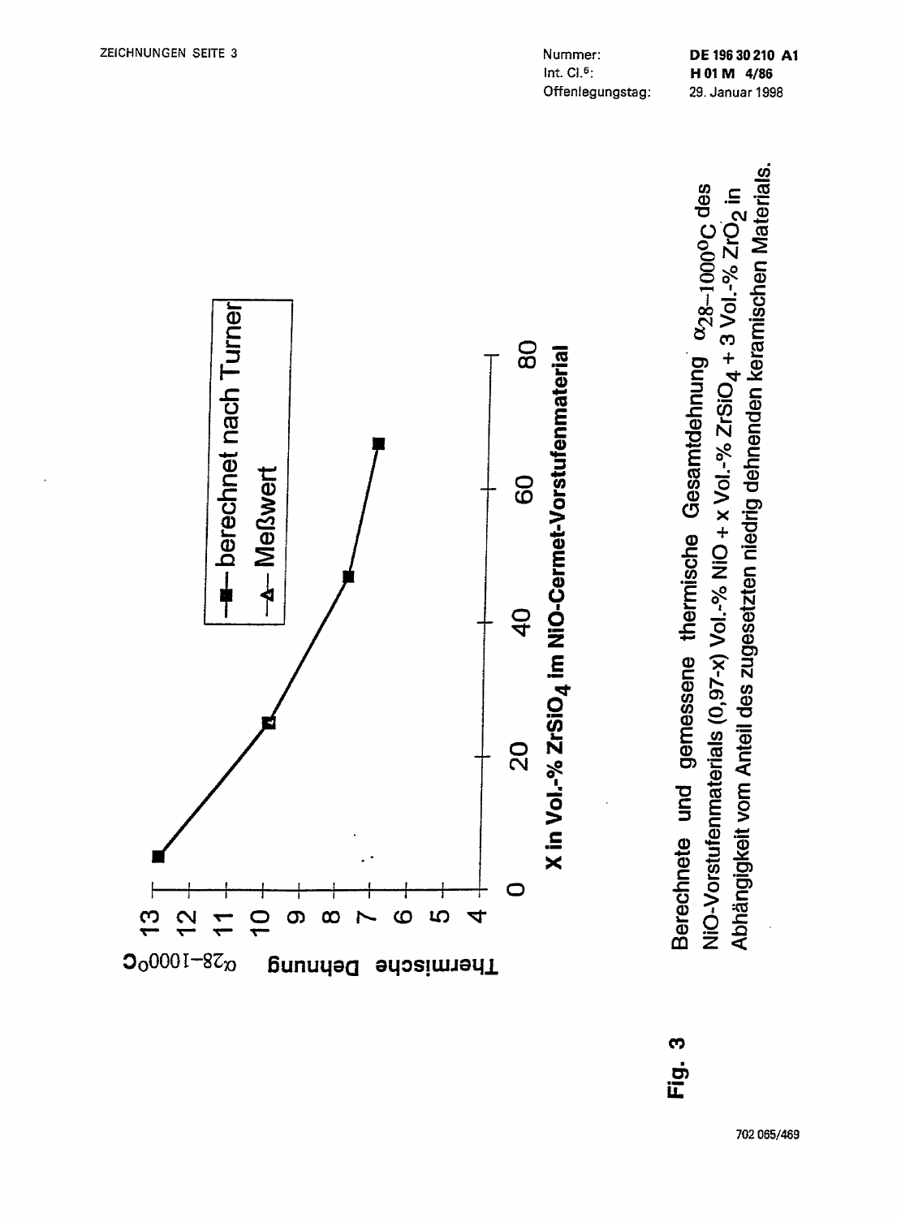ZEICHNUNGEN SEITE 3

Nummer: DE 196 30 210 A1
Int. Cl.[6]: H 01 M 4/86
Offenlegungstag: 29. Januar 1998

Thermische Dehnung $\alpha_{28-1000°C}$

13
12
11
10
9
8
7
6
5
4

0
20
40
60
80

X in Vol.-% $ZrSiO_4$ im NiO-Cermet-Vorstufenmaterial

berechnet nach Turner

Meßwert

**Fig. 3**

Berechnete und gemessene thermische Gesamtdehnung $\alpha_{28-1000°C}$ des NiO-Vorstufenmaterials (0,97-x) Vol.-% NiO + x Vol.-% $ZrSiO_4$ + 3 Vol.-% $ZrO_2$ in Abhängigkeit vom Anteil des zugesetzten niedrig dehnenden keramischen Materials.